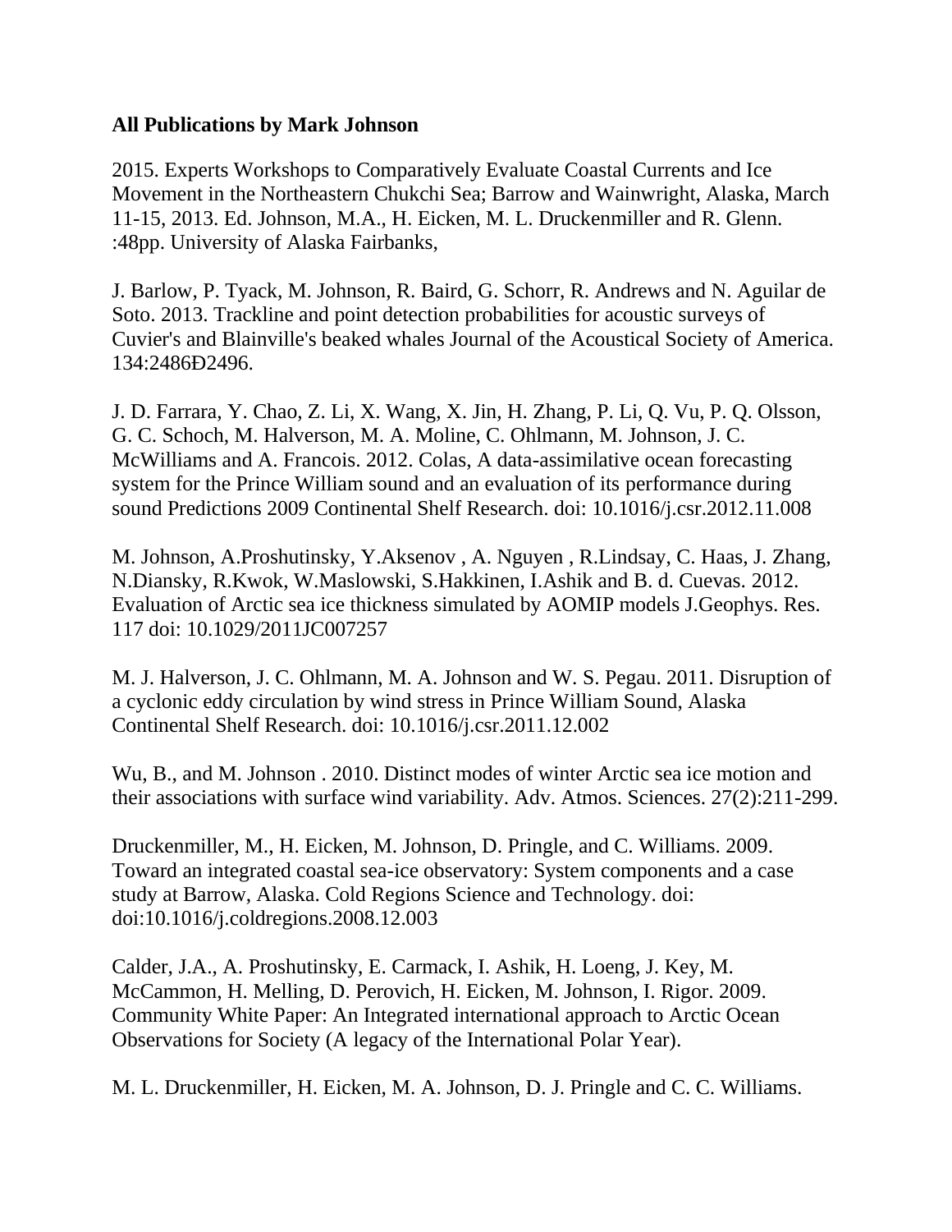**All Publications by Mark Johnson**

2015. Experts Workshops to Comparatively Evaluate Coastal Currents and Ice Movement in the Northeastern Chukchi Sea; Barrow and Wainwright, Alaska, March 11-15, 2013. Ed. Johnson, M.A., H. Eicken, M. L. Druckenmiller and R. Glenn. :48pp. University of Alaska Fairbanks,

J. Barlow, P. Tyack, M. Johnson, R. Baird, G. Schorr, R. Andrews and N. Aguilar de Soto. 2013. Trackline and point detection probabilities for acoustic surveys of Cuvier's and Blainville's beaked whales Journal of the Acoustical Society of America. 134:2486Ð2496.

J. D. Farrara, Y. Chao, Z. Li, X. Wang, X. Jin, H. Zhang, P. Li, Q. Vu, P. Q. Olsson, G. C. Schoch, M. Halverson, M. A. Moline, C. Ohlmann, M. Johnson, J. C. McWilliams and A. Francois. 2012. Colas, A data-assimilative ocean forecasting system for the Prince William sound and an evaluation of its performance during sound Predictions 2009 Continental Shelf Research. doi: 10.1016/j.csr.2012.11.008

M. Johnson, A.Proshutinsky, Y.Aksenov , A. Nguyen , R.Lindsay, C. Haas, J. Zhang, N.Diansky, R.Kwok, W.Maslowski, S.Hakkinen, I.Ashik and B. d. Cuevas. 2012. Evaluation of Arctic sea ice thickness simulated by AOMIP models J.Geophys. Res. 117 doi: 10.1029/2011JC007257

M. J. Halverson, J. C. Ohlmann, M. A. Johnson and W. S. Pegau. 2011. Disruption of a cyclonic eddy circulation by wind stress in Prince William Sound, Alaska Continental Shelf Research. doi: 10.1016/j.csr.2011.12.002

Wu, B., and M. Johnson . 2010. Distinct modes of winter Arctic sea ice motion and their associations with surface wind variability. Adv. Atmos. Sciences. 27(2):211-299.

Druckenmiller, M., H. Eicken, M. Johnson, D. Pringle, and C. Williams. 2009. Toward an integrated coastal sea-ice observatory: System components and a case study at Barrow, Alaska. Cold Regions Science and Technology. doi: doi:10.1016/j.coldregions.2008.12.003

Calder, J.A., A. Proshutinsky, E. Carmack, I. Ashik, H. Loeng, J. Key, M. McCammon, H. Melling, D. Perovich, H. Eicken, M. Johnson, I. Rigor. 2009. Community White Paper: An Integrated international approach to Arctic Ocean Observations for Society (A legacy of the International Polar Year).

M. L. Druckenmiller, H. Eicken, M. A. Johnson, D. J. Pringle and C. C. Williams.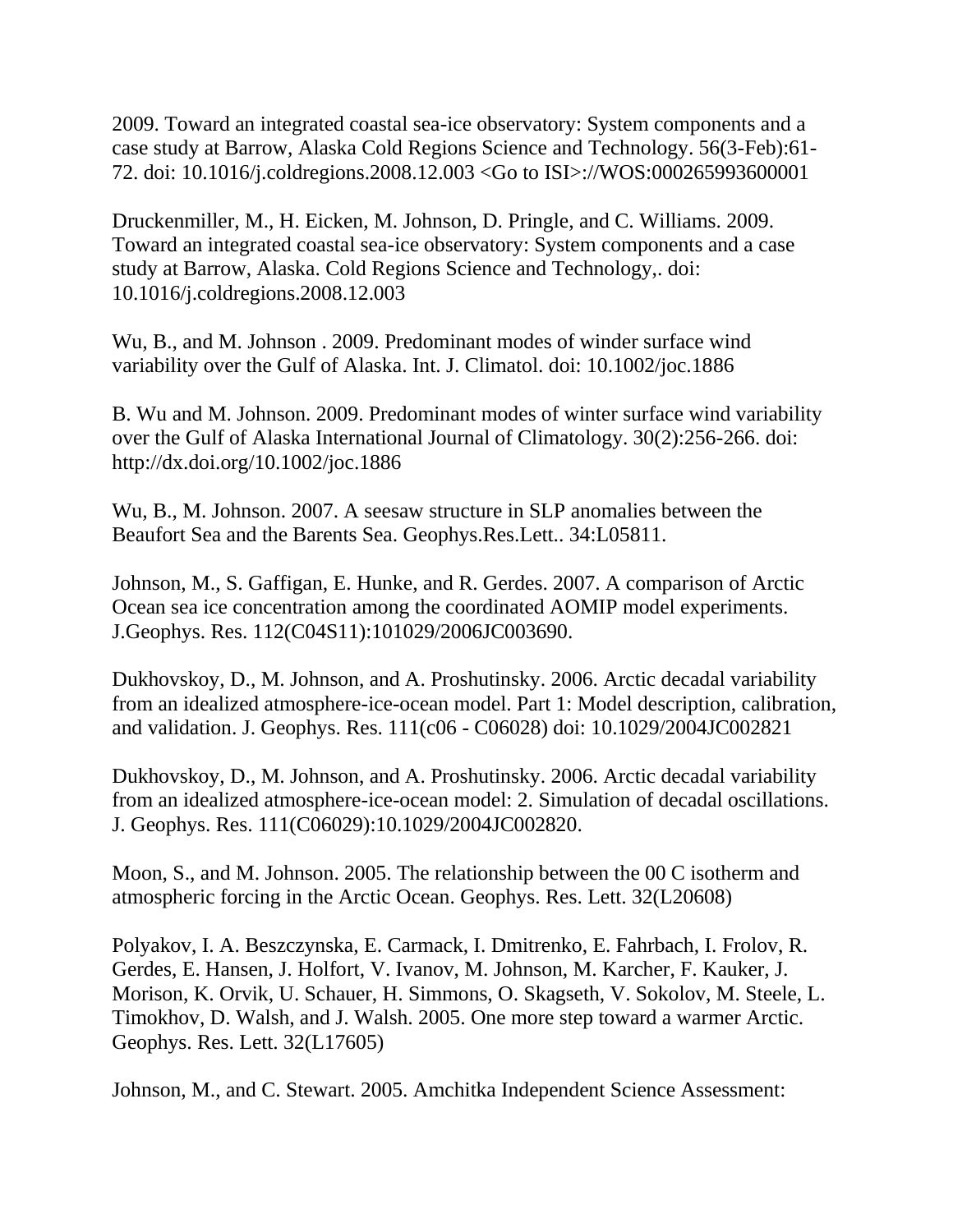2009. Toward an integrated coastal sea-ice observatory: System components and a case study at Barrow, Alaska Cold Regions Science and Technology. 56(3-Feb):61-72. doi: 10.1016/j.coldregions.2008.12.003 <Go to ISI>://WOS:000265993600001

Druckenmiller, M., H. Eicken, M. Johnson, D. Pringle, and C. Williams. 2009. Toward an integrated coastal sea-ice observatory: System components and a case study at Barrow, Alaska. Cold Regions Science and Technology,. doi: 10.1016/j.coldregions.2008.12.003

Wu, B., and M. Johnson . 2009. Predominant modes of winder surface wind variability over the Gulf of Alaska. Int. J. Climatol. doi: 10.1002/joc.1886

B. Wu and M. Johnson. 2009. Predominant modes of winter surface wind variability over the Gulf of Alaska International Journal of Climatology. 30(2):256-266. doi: http://dx.doi.org/10.1002/joc.1886

Wu, B., M. Johnson. 2007. A seesaw structure in SLP anomalies between the Beaufort Sea and the Barents Sea. Geophys.Res.Lett.. 34:L05811.

Johnson, M., S. Gaffigan, E. Hunke, and R. Gerdes. 2007. A comparison of Arctic Ocean sea ice concentration among the coordinated AOMIP model experiments. J.Geophys. Res. 112(C04S11):101029/2006JC003690.

Dukhovskoy, D., M. Johnson, and A. Proshutinsky. 2006. Arctic decadal variability from an idealized atmosphere-ice-ocean model. Part 1: Model description, calibration, and validation. J. Geophys. Res. 111(c06 - C06028) doi: 10.1029/2004JC002821

Dukhovskoy, D., M. Johnson, and A. Proshutinsky. 2006. Arctic decadal variability from an idealized atmosphere-ice-ocean model: 2. Simulation of decadal oscillations. J. Geophys. Res. 111(C06029):10.1029/2004JC002820.

Moon, S., and M. Johnson. 2005. The relationship between the 00 C isotherm and atmospheric forcing in the Arctic Ocean. Geophys. Res. Lett. 32(L20608)

Polyakov, I. A. Beszczynska, E. Carmack, I. Dmitrenko, E. Fahrbach, I. Frolov, R. Gerdes, E. Hansen, J. Holfort, V. Ivanov, M. Johnson, M. Karcher, F. Kauker, J. Morison, K. Orvik, U. Schauer, H. Simmons, O. Skagseth, V. Sokolov, M. Steele, L. Timokhov, D. Walsh, and J. Walsh. 2005. One more step toward a warmer Arctic. Geophys. Res. Lett. 32(L17605)

Johnson, M., and C. Stewart. 2005. Amchitka Independent Science Assessment: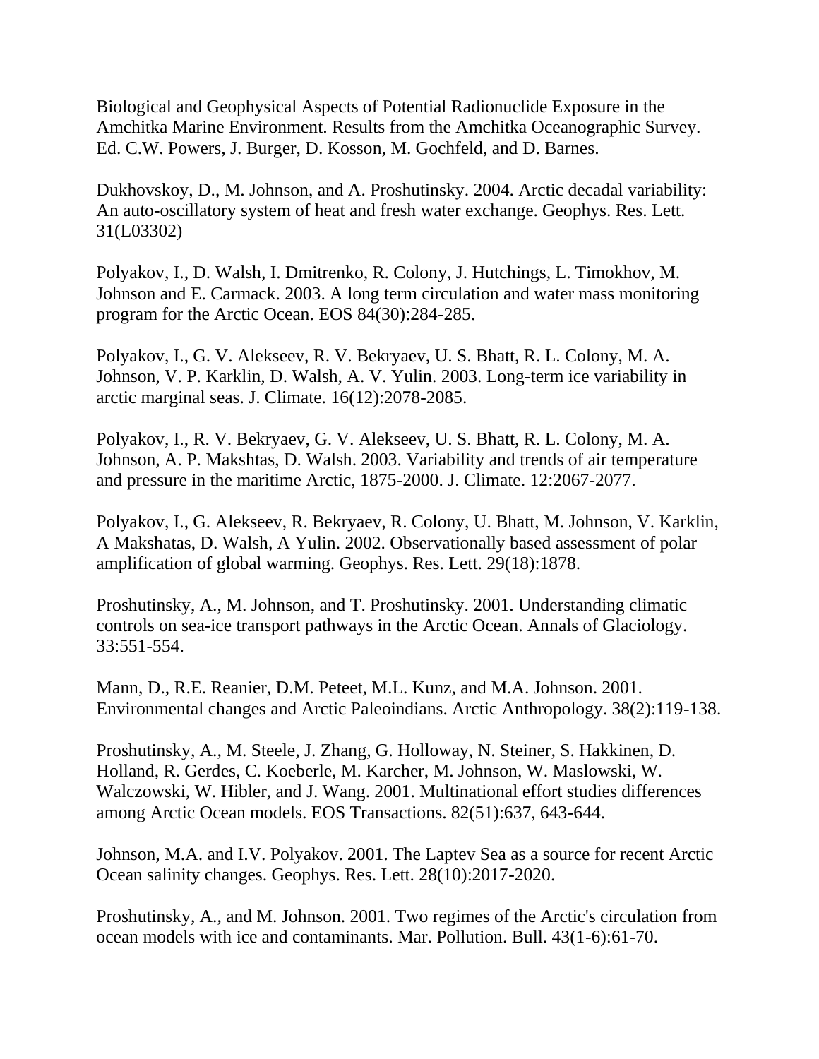Biological and Geophysical Aspects of Potential Radionuclide Exposure in the Amchitka Marine Environment. Results from the Amchitka Oceanographic Survey. Ed. C.W. Powers, J. Burger, D. Kosson, M. Gochfeld, and D. Barnes.

Dukhovskoy, D., M. Johnson, and A. Proshutinsky. 2004. Arctic decadal variability: An auto-oscillatory system of heat and fresh water exchange. Geophys. Res. Lett. 31(L03302)

Polyakov, I., D. Walsh, I. Dmitrenko, R. Colony, J. Hutchings, L. Timokhov, M. Johnson and E. Carmack. 2003. A long term circulation and water mass monitoring program for the Arctic Ocean. EOS 84(30):284-285.

Polyakov, I., G. V. Alekseev, R. V. Bekryaev, U. S. Bhatt, R. L. Colony, M. A. Johnson, V. P. Karklin, D. Walsh, A. V. Yulin. 2003. Long-term ice variability in arctic marginal seas. J. Climate. 16(12):2078-2085.

Polyakov, I., R. V. Bekryaev, G. V. Alekseev, U. S. Bhatt, R. L. Colony, M. A. Johnson, A. P. Makshtas, D. Walsh. 2003. Variability and trends of air temperature and pressure in the maritime Arctic, 1875-2000. J. Climate. 12:2067-2077.

Polyakov, I., G. Alekseev, R. Bekryaev, R. Colony, U. Bhatt, M. Johnson, V. Karklin, A Makshatas, D. Walsh, A Yulin. 2002. Observationally based assessment of polar amplification of global warming. Geophys. Res. Lett. 29(18):1878.

Proshutinsky, A., M. Johnson, and T. Proshutinsky. 2001. Understanding climatic controls on sea-ice transport pathways in the Arctic Ocean. Annals of Glaciology. 33:551-554.

Mann, D., R.E. Reanier, D.M. Peteet, M.L. Kunz, and M.A. Johnson. 2001. Environmental changes and Arctic Paleoindians. Arctic Anthropology. 38(2):119-138.

Proshutinsky, A., M. Steele, J. Zhang, G. Holloway, N. Steiner, S. Hakkinen, D. Holland, R. Gerdes, C. Koeberle, M. Karcher, M. Johnson, W. Maslowski, W. Walczowski, W. Hibler, and J. Wang. 2001. Multinational effort studies differences among Arctic Ocean models. EOS Transactions. 82(51):637, 643-644.

Johnson, M.A. and I.V. Polyakov. 2001. The Laptev Sea as a source for recent Arctic Ocean salinity changes. Geophys. Res. Lett. 28(10):2017-2020.

Proshutinsky, A., and M. Johnson. 2001. Two regimes of the Arctic's circulation from ocean models with ice and contaminants. Mar. Pollution. Bull. 43(1-6):61-70.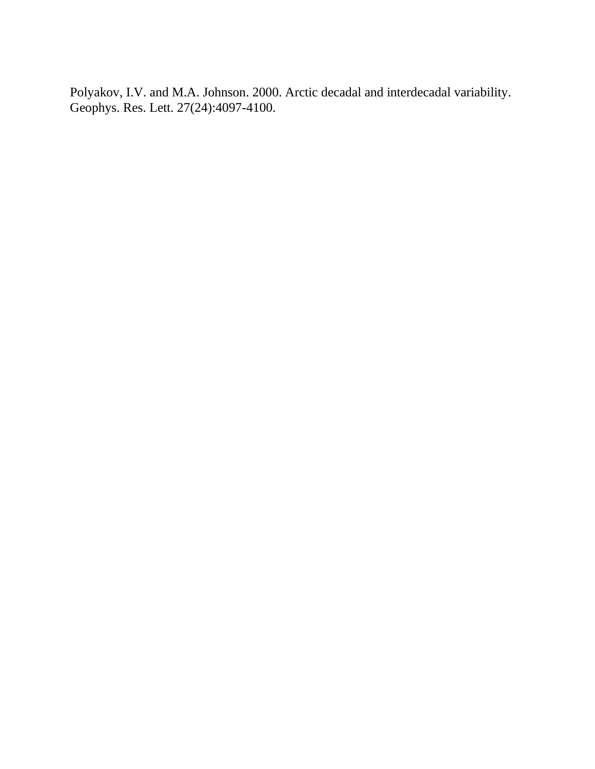Polyakov, I.V. and M.A. Johnson. 2000. Arctic decadal and interdecadal variability. Geophys. Res. Lett. 27(24):4097-4100.